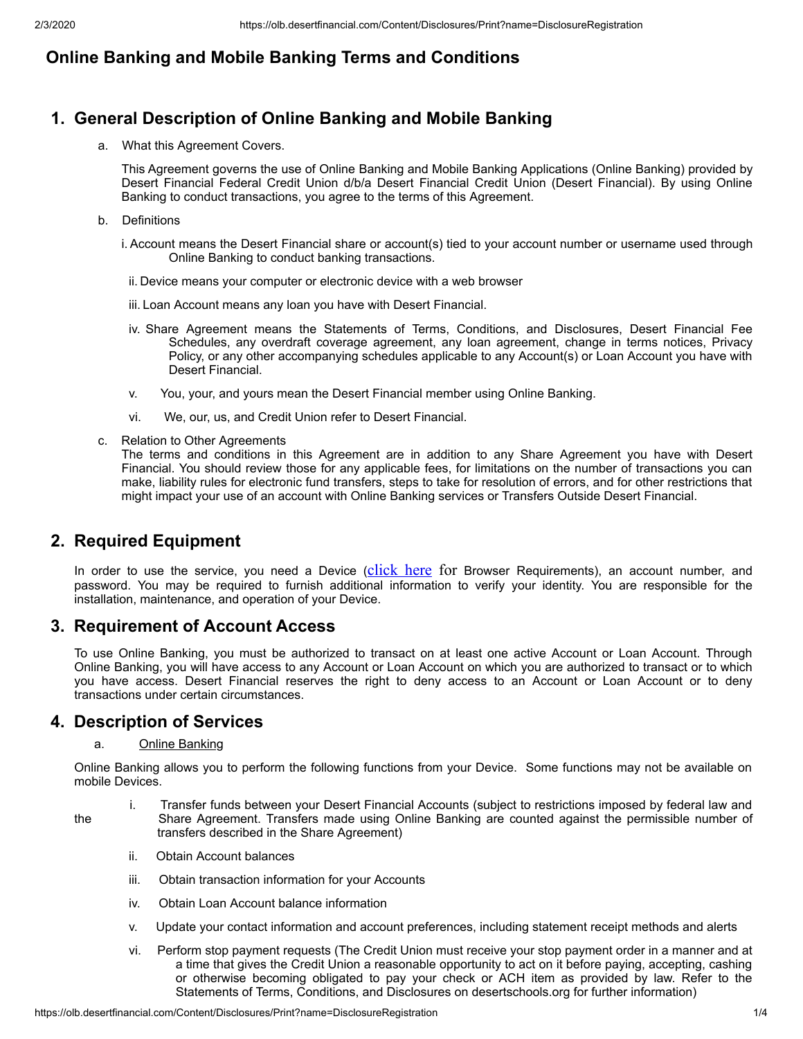# Online Banking and Mobile Banking Terms and Conditions

## 1. General Description of Online Banking and Mobile Banking

a. What this Agreement Covers.

This Agreement governs the use of Online Banking and Mobile Banking Applications (Online Banking) provided by Desert Financial Federal Credit Union d/b/a Desert Financial Credit Union (Desert Financial). By using Online Banking to conduct transactions, you agree to the terms of this Agreement.

b. Definitions

i. Account means the Desert Financial share or account(s) tied to your account number or username used through Online Banking to conduct banking transactions.

ii. Device means your computer or electronic device with a web browser

iii. Loan Account means any loan you have with Desert Financial.

iv. Share Agreement means the Statements of Terms, Conditions, and Disclosures, Desert Financial Fee Schedules, any overdraft coverage agreement, any loan agreement, change in terms notices, Privacy Policy, or any other accompanying schedules applicable to any Account(s) or Loan Account you have with Desert Financial.

v. You, your, and yours mean the Desert Financial member using Online Banking.

vi. We, our, us, and Credit Union refer to Desert Financial.

c. Relation to Other Agreements
The terms and conditions in this Agreement are in addition to any Share Agreement you have with Desert Financial. You should review those for any applicable fees, for limitations on the number of transactions you can make, liability rules for electronic fund transfers, steps to take for resolution of errors, and for other restrictions that might impact your use of an account with Online Banking services or Transfers Outside Desert Financial.

## 2. Required Equipment

In order to use the service, you need a Device (click here for Browser Requirements), an account number, and password. You may be required to furnish additional information to verify your identity. You are responsible for the installation, maintenance, and operation of your Device.

## 3. Requirement of Account Access

To use Online Banking, you must be authorized to transact on at least one active Account or Loan Account. Through Online Banking, you will have access to any Account or Loan Account on which you are authorized to transact or to which you have access. Desert Financial reserves the right to deny access to an Account or Loan Account or to deny transactions under certain circumstances.

## 4. Description of Services

a. Online Banking

Online Banking allows you to perform the following functions from your Device. Some functions may not be available on mobile Devices.

i. Transfer funds between your Desert Financial Accounts (subject to restrictions imposed by federal law and the Share Agreement. Transfers made using Online Banking are counted against the permissible number of transfers described in the Share Agreement)

ii. Obtain Account balances

iii. Obtain transaction information for your Accounts

iv. Obtain Loan Account balance information

v. Update your contact information and account preferences, including statement receipt methods and alerts

vi. Perform stop payment requests (The Credit Union must receive your stop payment order in a manner and at a time that gives the Credit Union a reasonable opportunity to act on it before paying, accepting, cashing or otherwise becoming obligated to pay your check or ACH item as provided by law. Refer to the Statements of Terms, Conditions, and Disclosures on desertschools.org for further information)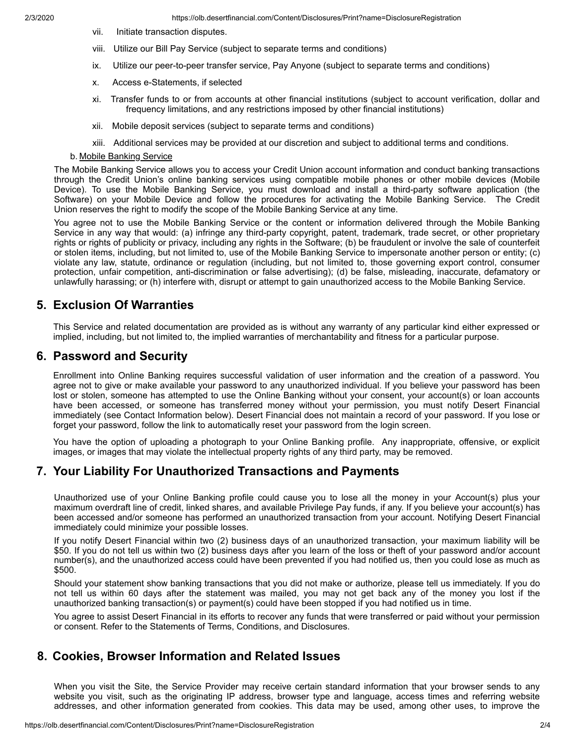vii. Initiate transaction disputes.

viii. Utilize our Bill Pay Service (subject to separate terms and conditions)

ix. Utilize our peer-to-peer transfer service, Pay Anyone (subject to separate terms and conditions)

x. Access e-Statements, if selected

xi. Transfer funds to or from accounts at other financial institutions (subject to account verification, dollar and frequency limitations, and any restrictions imposed by other financial institutions)

xii. Mobile deposit services (subject to separate terms and conditions)

xiii. Additional services may be provided at our discretion and subject to additional terms and conditions.

b. Mobile Banking Service

The Mobile Banking Service allows you to access your Credit Union account information and conduct banking transactions through the Credit Union's online banking services using compatible mobile phones or other mobile devices (Mobile Device). To use the Mobile Banking Service, you must download and install a third-party software application (the Software) on your Mobile Device and follow the procedures for activating the Mobile Banking Service. The Credit Union reserves the right to modify the scope of the Mobile Banking Service at any time.

You agree not to use the Mobile Banking Service or the content or information delivered through the Mobile Banking Service in any way that would: (a) infringe any third-party copyright, patent, trademark, trade secret, or other proprietary rights or rights of publicity or privacy, including any rights in the Software; (b) be fraudulent or involve the sale of counterfeit or stolen items, including, but not limited to, use of the Mobile Banking Service to impersonate another person or entity; (c) violate any law, statute, ordinance or regulation (including, but not limited to, those governing export control, consumer protection, unfair competition, anti-discrimination or false advertising); (d) be false, misleading, inaccurate, defamatory or unlawfully harassing; or (h) interfere with, disrupt or attempt to gain unauthorized access to the Mobile Banking Service.

## 5. Exclusion Of Warranties

This Service and related documentation are provided as is without any warranty of any particular kind either expressed or implied, including, but not limited to, the implied warranties of merchantability and fitness for a particular purpose.

## 6. Password and Security

Enrollment into Online Banking requires successful validation of user information and the creation of a password. You agree not to give or make available your password to any unauthorized individual. If you believe your password has been lost or stolen, someone has attempted to use the Online Banking without your consent, your account(s) or loan accounts have been accessed, or someone has transferred money without your permission, you must notify Desert Financial immediately (see Contact Information below). Desert Financial does not maintain a record of your password. If you lose or forget your password, follow the link to automatically reset your password from the login screen.

You have the option of uploading a photograph to your Online Banking profile. Any inappropriate, offensive, or explicit images, or images that may violate the intellectual property rights of any third party, may be removed.

## 7. Your Liability For Unauthorized Transactions and Payments

Unauthorized use of your Online Banking profile could cause you to lose all the money in your Account(s) plus your maximum overdraft line of credit, linked shares, and available Privilege Pay funds, if any. If you believe your account(s) has been accessed and/or someone has performed an unauthorized transaction from your account. Notifying Desert Financial immediately could minimize your possible losses.

If you notify Desert Financial within two (2) business days of an unauthorized transaction, your maximum liability will be $50. If you do not tell us within two (2) business days after you learn of the loss or theft of your password and/or account number(s), and the unauthorized access could have been prevented if you had notified us, then you could lose as much as $500.

Should your statement show banking transactions that you did not make or authorize, please tell us immediately. If you do not tell us within 60 days after the statement was mailed, you may not get back any of the money you lost if the unauthorized banking transaction(s) or payment(s) could have been stopped if you had notified us in time.

You agree to assist Desert Financial in its efforts to recover any funds that were transferred or paid without your permission or consent. Refer to the Statements of Terms, Conditions, and Disclosures.

## 8. Cookies, Browser Information and Related Issues

When you visit the Site, the Service Provider may receive certain standard information that your browser sends to any website you visit, such as the originating IP address, browser type and language, access times and referring website addresses, and other information generated from cookies. This data may be used, among other uses, to improve the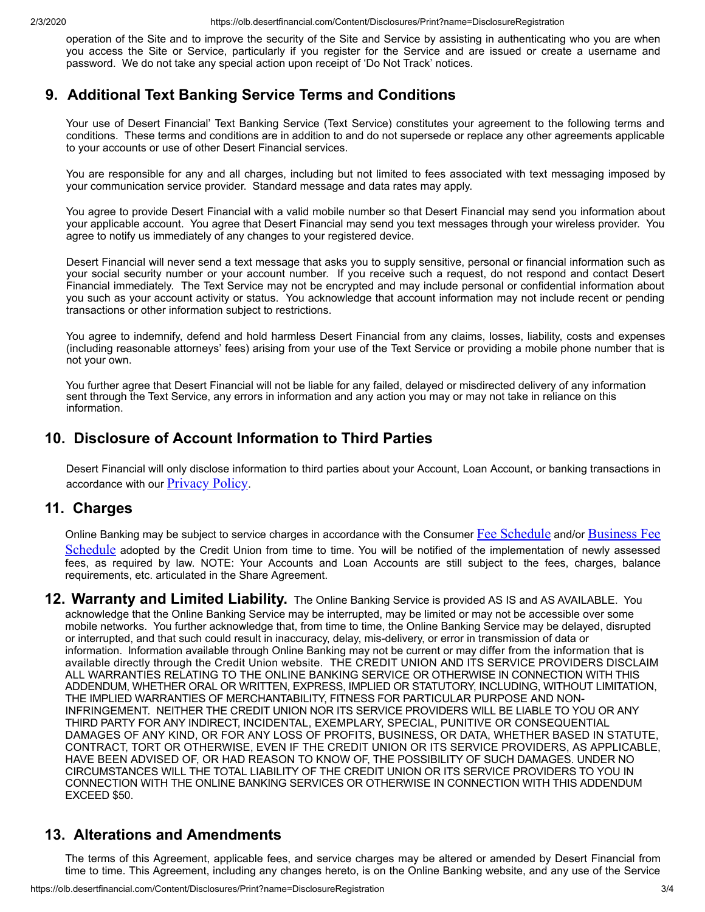operation of the Site and to improve the security of the Site and Service by assisting in authenticating who you are when you access the Site or Service, particularly if you register for the Service and are issued or create a username and password. We do not take any special action upon receipt of 'Do Not Track' notices.

## 9. Additional Text Banking Service Terms and Conditions

Your use of Desert Financial' Text Banking Service (Text Service) constitutes your agreement to the following terms and conditions. These terms and conditions are in addition to and do not supersede or replace any other agreements applicable to your accounts or use of other Desert Financial services.

You are responsible for any and all charges, including but not limited to fees associated with text messaging imposed by your communication service provider. Standard message and data rates may apply.

You agree to provide Desert Financial with a valid mobile number so that Desert Financial may send you information about your applicable account. You agree that Desert Financial may send you text messages through your wireless provider. You agree to notify us immediately of any changes to your registered device.

Desert Financial will never send a text message that asks you to supply sensitive, personal or financial information such as your social security number or your account number. If you receive such a request, do not respond and contact Desert Financial immediately. The Text Service may not be encrypted and may include personal or confidential information about you such as your account activity or status. You acknowledge that account information may not include recent or pending transactions or other information subject to restrictions.

You agree to indemnify, defend and hold harmless Desert Financial from any claims, losses, liability, costs and expenses (including reasonable attorneys' fees) arising from your use of the Text Service or providing a mobile phone number that is not your own.

You further agree that Desert Financial will not be liable for any failed, delayed or misdirected delivery of any information sent through the Text Service, any errors in information and any action you may or may not take in reliance on this information.

## 10. Disclosure of Account Information to Third Parties

Desert Financial will only disclose information to third parties about your Account, Loan Account, or banking transactions in accordance with our Privacy Policy.

## 11. Charges

Online Banking may be subject to service charges in accordance with the Consumer Fee Schedule and/or Business Fee Schedule adopted by the Credit Union from time to time. You will be notified of the implementation of newly assessed fees, as required by law. NOTE: Your Accounts and Loan Accounts are still subject to the fees, charges, balance requirements, etc. articulated in the Share Agreement.

## 12. Warranty and Limited Liability.

The Online Banking Service is provided AS IS and AS AVAILABLE. You acknowledge that the Online Banking Service may be interrupted, may be limited or may not be accessible over some mobile networks. You further acknowledge that, from time to time, the Online Banking Service may be delayed, disrupted or interrupted, and that such could result in inaccuracy, delay, mis-delivery, or error in transmission of data or information. Information available through Online Banking may not be current or may differ from the information that is available directly through the Credit Union website. THE CREDIT UNION AND ITS SERVICE PROVIDERS DISCLAIM ALL WARRANTIES RELATING TO THE ONLINE BANKING SERVICE OR OTHERWISE IN CONNECTION WITH THIS ADDENDUM, WHETHER ORAL OR WRITTEN, EXPRESS, IMPLIED OR STATUTORY, INCLUDING, WITHOUT LIMITATION, THE IMPLIED WARRANTIES OF MERCHANTABILITY, FITNESS FOR PARTICULAR PURPOSE AND NON-INFRINGEMENT. NEITHER THE CREDIT UNION NOR ITS SERVICE PROVIDERS WILL BE LIABLE TO YOU OR ANY THIRD PARTY FOR ANY INDIRECT, INCIDENTAL, EXEMPLARY, SPECIAL, PUNITIVE OR CONSEQUENTIAL DAMAGES OF ANY KIND, OR FOR ANY LOSS OF PROFITS, BUSINESS, OR DATA, WHETHER BASED IN STATUTE, CONTRACT, TORT OR OTHERWISE, EVEN IF THE CREDIT UNION OR ITS SERVICE PROVIDERS, AS APPLICABLE, HAVE BEEN ADVISED OF, OR HAD REASON TO KNOW OF, THE POSSIBILITY OF SUCH DAMAGES. UNDER NO CIRCUMSTANCES WILL THE TOTAL LIABILITY OF THE CREDIT UNION OR ITS SERVICE PROVIDERS TO YOU IN CONNECTION WITH THE ONLINE BANKING SERVICES OR OTHERWISE IN CONNECTION WITH THIS ADDENDUM EXCEED $50.

## 13. Alterations and Amendments

The terms of this Agreement, applicable fees, and service charges may be altered or amended by Desert Financial from time to time. This Agreement, including any changes hereto, is on the Online Banking website, and any use of the Service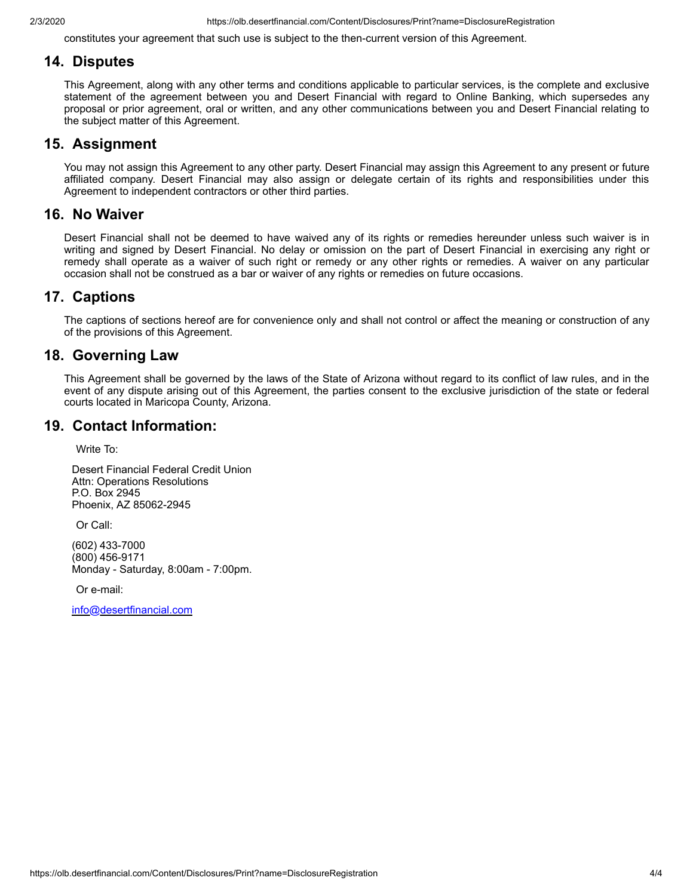constitutes your agreement that such use is subject to the then-current version of this Agreement.

## 14. Disputes

This Agreement, along with any other terms and conditions applicable to particular services, is the complete and exclusive statement of the agreement between you and Desert Financial with regard to Online Banking, which supersedes any proposal or prior agreement, oral or written, and any other communications between you and Desert Financial relating to the subject matter of this Agreement.

## 15. Assignment

You may not assign this Agreement to any other party. Desert Financial may assign this Agreement to any present or future affiliated company. Desert Financial may also assign or delegate certain of its rights and responsibilities under this Agreement to independent contractors or other third parties.

## 16. No Waiver

Desert Financial shall not be deemed to have waived any of its rights or remedies hereunder unless such waiver is in writing and signed by Desert Financial. No delay or omission on the part of Desert Financial in exercising any right or remedy shall operate as a waiver of such right or remedy or any other rights or remedies. A waiver on any particular occasion shall not be construed as a bar or waiver of any rights or remedies on future occasions.

## 17. Captions

The captions of sections hereof are for convenience only and shall not control or affect the meaning or construction of any of the provisions of this Agreement.

## 18. Governing Law

This Agreement shall be governed by the laws of the State of Arizona without regard to its conflict of law rules, and in the event of any dispute arising out of this Agreement, the parties consent to the exclusive jurisdiction of the state or federal courts located in Maricopa County, Arizona.

## 19. Contact Information:

Write To:

Desert Financial Federal Credit Union
Attn: Operations Resolutions
P.O. Box 2945
Phoenix, AZ 85062-2945

Or Call:

(602) 433-7000
(800) 456-9171
Monday - Saturday, 8:00am - 7:00pm.

Or e-mail:

info@desertfinancial.com